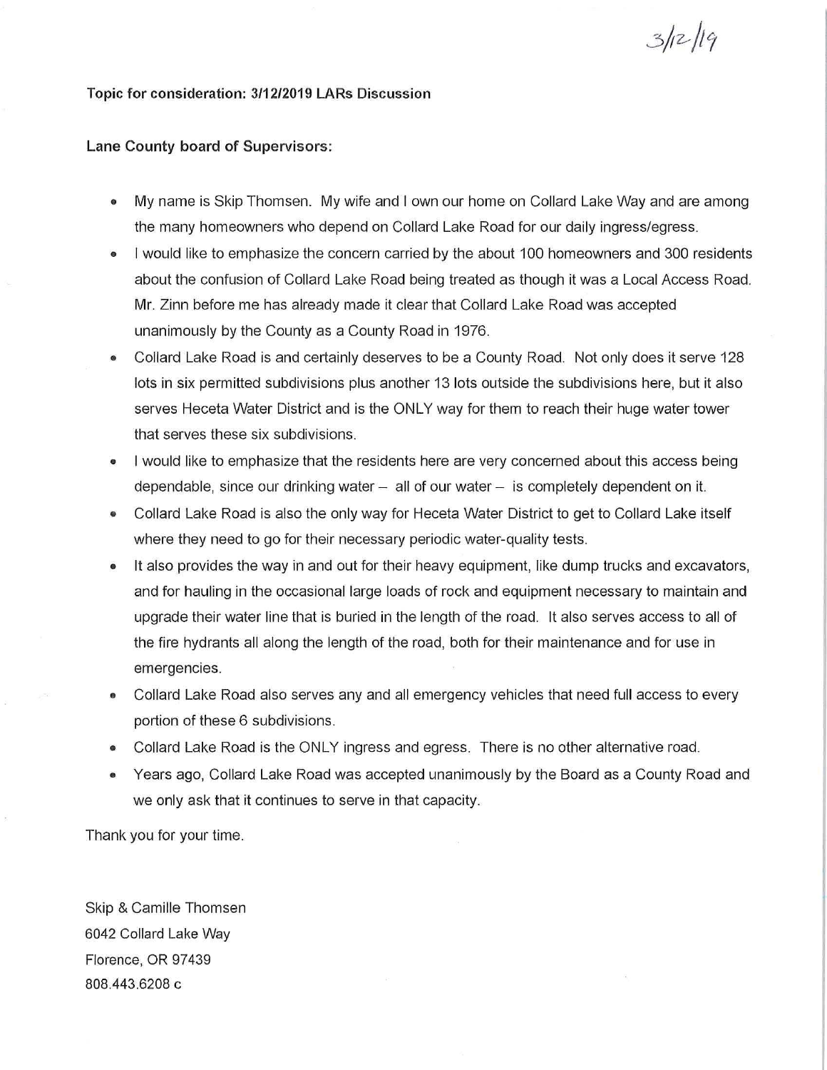3/12/19

**Topic for consideration: 3/12/2019 LARs Discussion**

**Lane County board of Supervisors:**

- My name is Skip Thomsen. My wife and I own our home on Collard Lake Way and are among the many homeowners who depend on Collard Lake Road for our daily ingress/egress.
- I would like to emphasize the concern carried by the about 100 homeowners and 300 residents about the confusion of Collard Lake Road being treated as though it was a Local Access Road. Mr. Zinn before me has already made it clear that Collard Lake Road was accepted unanimously by the County as a County Road in 1976.
- Collard Lake Road is and certainly deserves to be a County Road. Not only does it serve 128 lots in six permitted subdivisions plus another 13 lots outside the subdivisions here, but it also serves Heceta Water District and is the ONLY way for them to reach their huge water tower that serves these six subdivisions.
- I would like to emphasize that the residents here are very concerned about this access being dependable, since our drinking water – all of our water – is completely dependent on it.
- Collard Lake Road is also the only way for Heceta Water District to get to Collard Lake itself where they need to go for their necessary periodic water-quality tests.
- It also provides the way in and out for their heavy equipment, like dump trucks and excavators, and for hauling in the occasional large loads of rock and equipment necessary to maintain and upgrade their water line that is buried in the length of the road. It also serves access to all of the fire hydrants all along the length of the road, both for their maintenance and for use in emergencies.
- Collard Lake Road also serves any and all emergency vehicles that need full access to every portion of these 6 subdivisions.
- Collard Lake Road is the ONLY ingress and egress. There is no other alternative road.
- Years ago, Collard Lake Road was accepted unanimously by the Board as a County Road and we only ask that it continues to serve in that capacity.

Thank you for your time.

Skip & Camille Thomsen
6042 Collard Lake Way
Florence, OR 97439
808.443.6208 c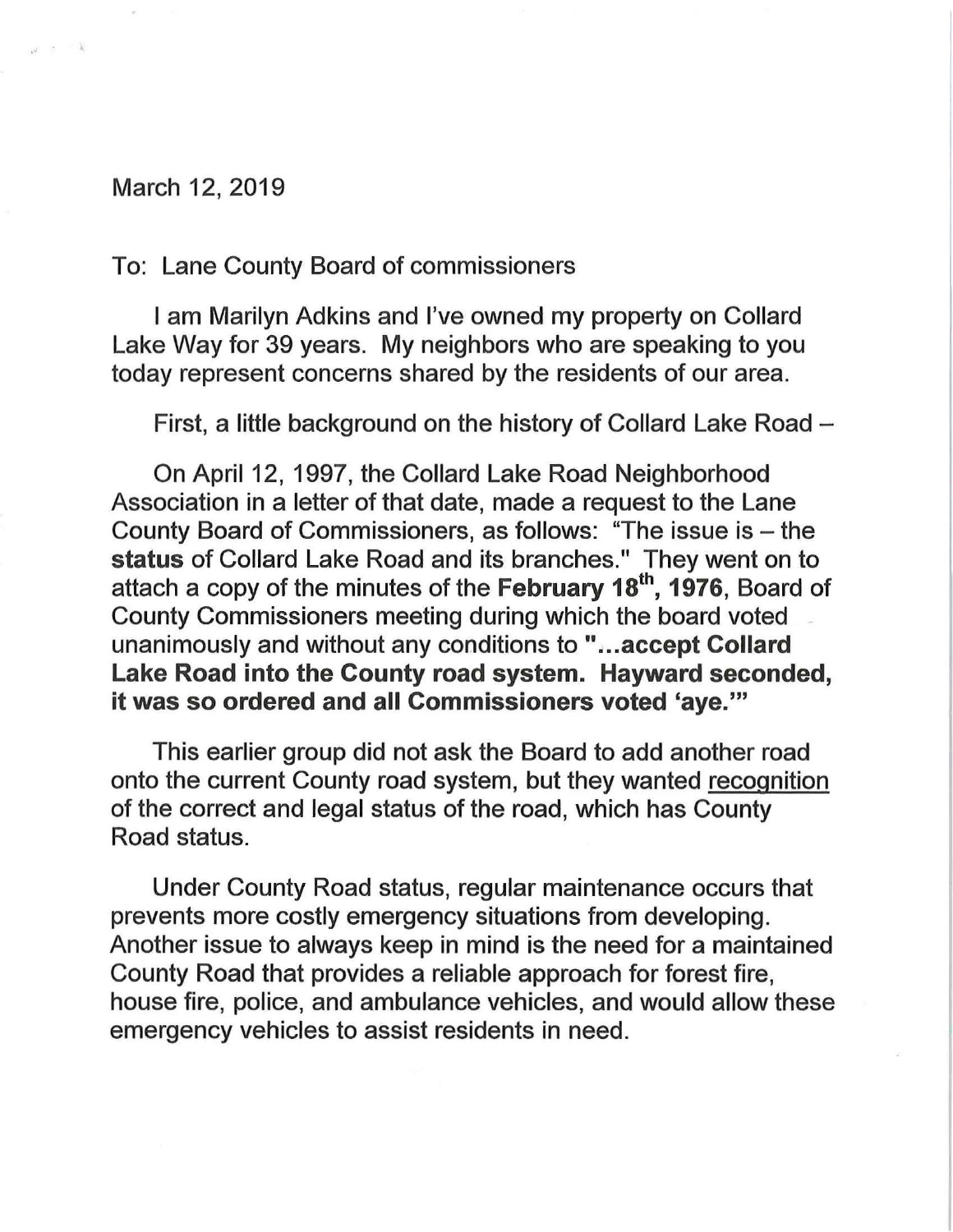March 12, 2019

To: Lane County Board of commissioners

I am Marilyn Adkins and I've owned my property on Collard Lake Way for 39 years. My neighbors who are speaking to you today represent concerns shared by the residents of our area.

First, a little background on the history of Collard Lake Road –

On April 12, 1997, the Collard Lake Road Neighborhood Association in a letter of that date, made a request to the Lane County Board of Commissioners, as follows: "The issue is – the **status** of Collard Lake Road and its branches." They went on to attach a copy of the minutes of the **February 18th, 1976**, Board of County Commissioners meeting during which the board voted unanimously and without any conditions to **"...accept Collard Lake Road into the County road system. Hayward seconded, it was so ordered and all Commissioners voted 'aye.'"**

This earlier group did not ask the Board to add another road onto the current County road system, but they wanted <u>recognition</u> of the correct and legal status of the road, which has County Road status.

Under County Road status, regular maintenance occurs that prevents more costly emergency situations from developing. Another issue to always keep in mind is the need for a maintained County Road that provides a reliable approach for forest fire, house fire, police, and ambulance vehicles, and would allow these emergency vehicles to assist residents in need.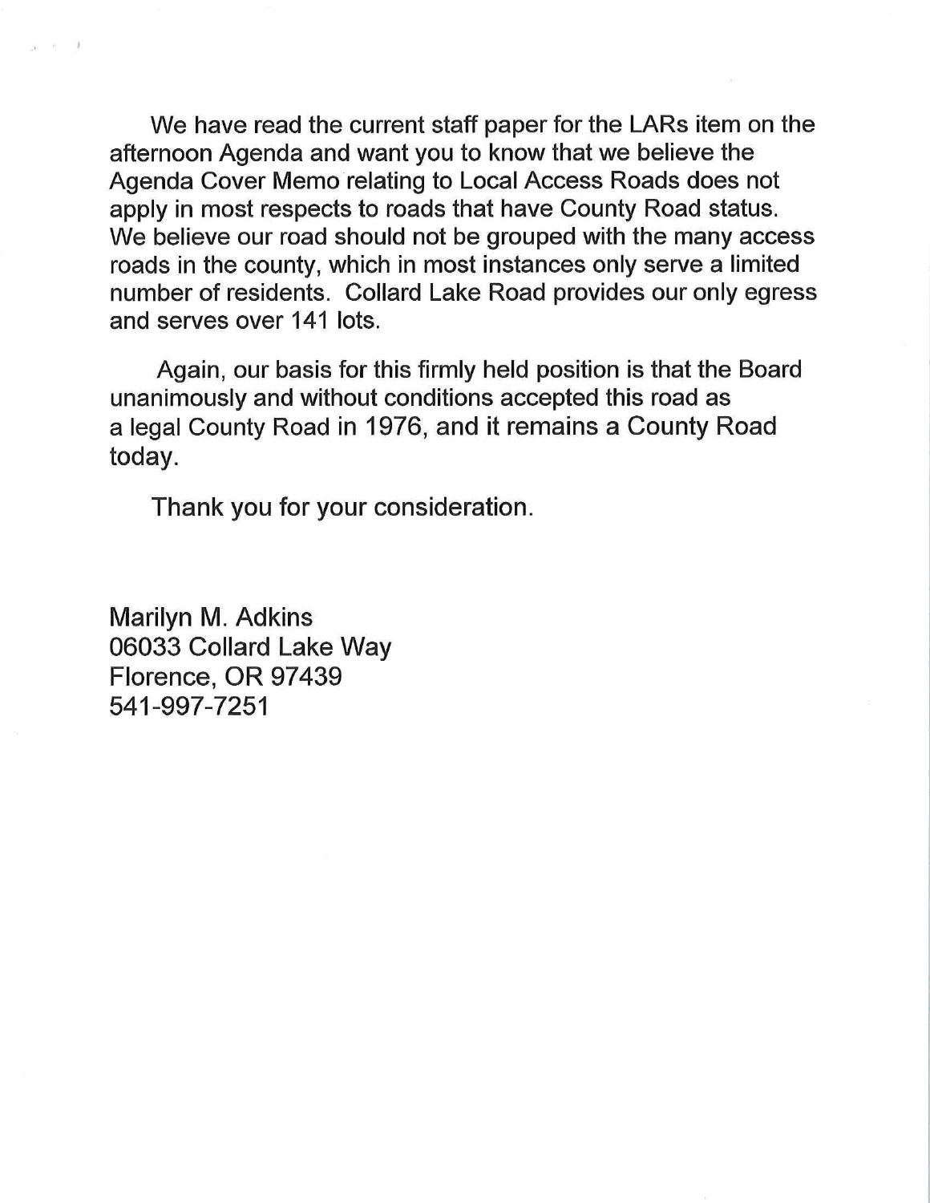We have read the current staff paper for the LARs item on the afternoon Agenda and want you to know that we believe the Agenda Cover Memo relating to Local Access Roads does not apply in most respects to roads that have County Road status. We believe our road should not be grouped with the many access roads in the county, which in most instances only serve a limited number of residents. Collard Lake Road provides our only egress and serves over 141 lots.

Again, our basis for this firmly held position is that the Board unanimously and without conditions accepted this road as a legal County Road in 1976, and it remains a County Road today.

Thank you for your consideration.

Marilyn M. Adkins
06033 Collard Lake Way
Florence, OR 97439
541-997-7251